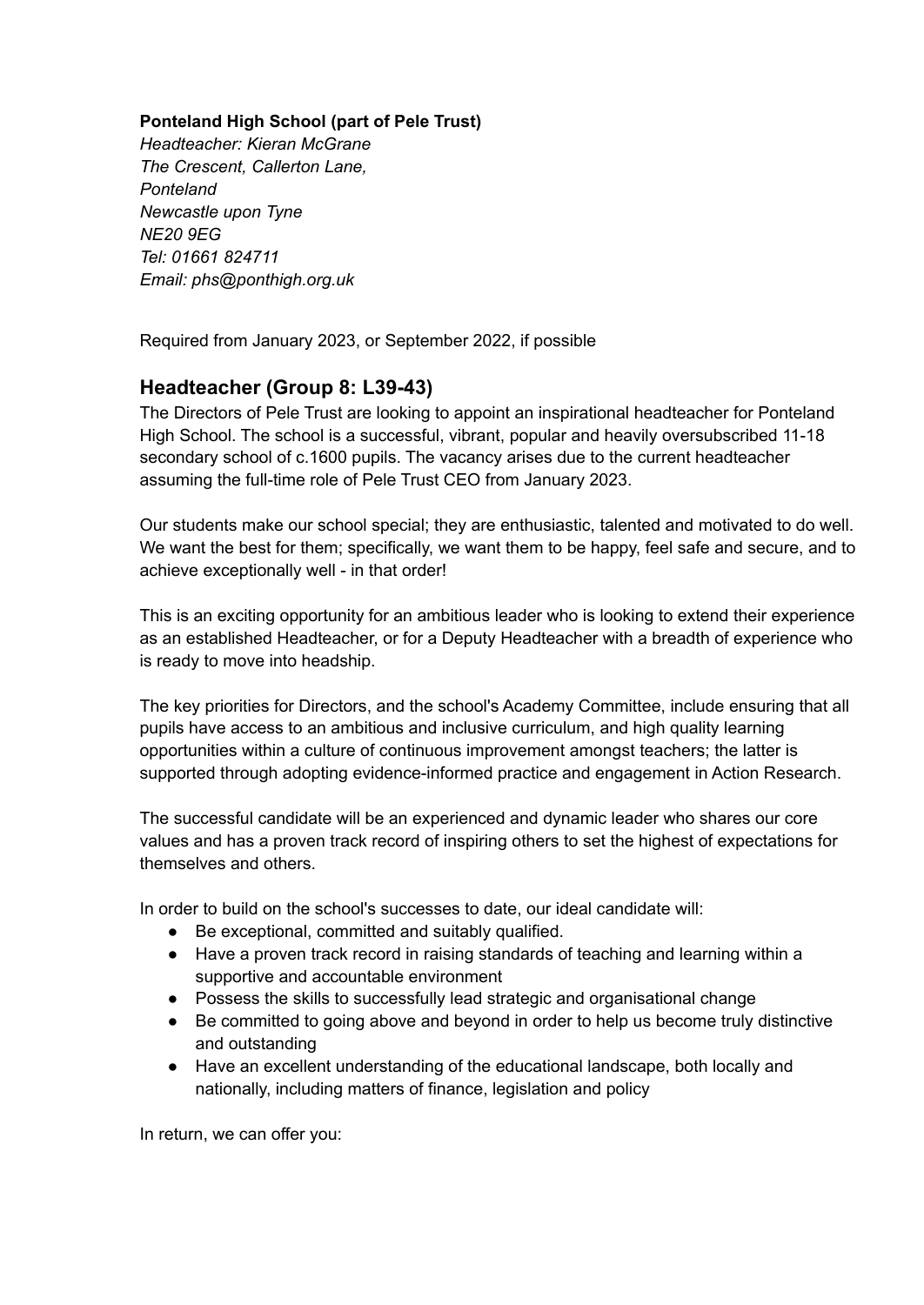**Ponteland High School (part of Pele Trust)**
*Headteacher: Kieran McGrane*
*The Crescent, Callerton Lane,*
*Ponteland*
*Newcastle upon Tyne*
*NE20 9EG*
*Tel: 01661 824711*
*Email: phs@ponthigh.org.uk*

Required from January 2023, or September 2022, if possible

## Headteacher (Group 8: L39-43)

The Directors of Pele Trust are looking to appoint an inspirational headteacher for Ponteland High School. The school is a successful, vibrant, popular and heavily oversubscribed 11-18 secondary school of c.1600 pupils. The vacancy arises due to the current headteacher assuming the full-time role of Pele Trust CEO from January 2023.

Our students make our school special; they are enthusiastic, talented and motivated to do well. We want the best for them; specifically, we want them to be happy, feel safe and secure, and to achieve exceptionally well - in that order!

This is an exciting opportunity for an ambitious leader who is looking to extend their experience as an established Headteacher, or for a Deputy Headteacher with a breadth of experience who is ready to move into headship.

The key priorities for Directors, and the school's Academy Committee, include ensuring that all pupils have access to an ambitious and inclusive curriculum, and high quality learning opportunities within a culture of continuous improvement amongst teachers; the latter is supported through adopting evidence-informed practice and engagement in Action Research.

The successful candidate will be an experienced and dynamic leader who shares our core values and has a proven track record of inspiring others to set the highest of expectations for themselves and others.

In order to build on the school's successes to date, our ideal candidate will:

- Be exceptional, committed and suitably qualified.
- Have a proven track record in raising standards of teaching and learning within a supportive and accountable environment
- Possess the skills to successfully lead strategic and organisational change
- Be committed to going above and beyond in order to help us become truly distinctive and outstanding
- Have an excellent understanding of the educational landscape, both locally and nationally, including matters of finance, legislation and policy

In return, we can offer you: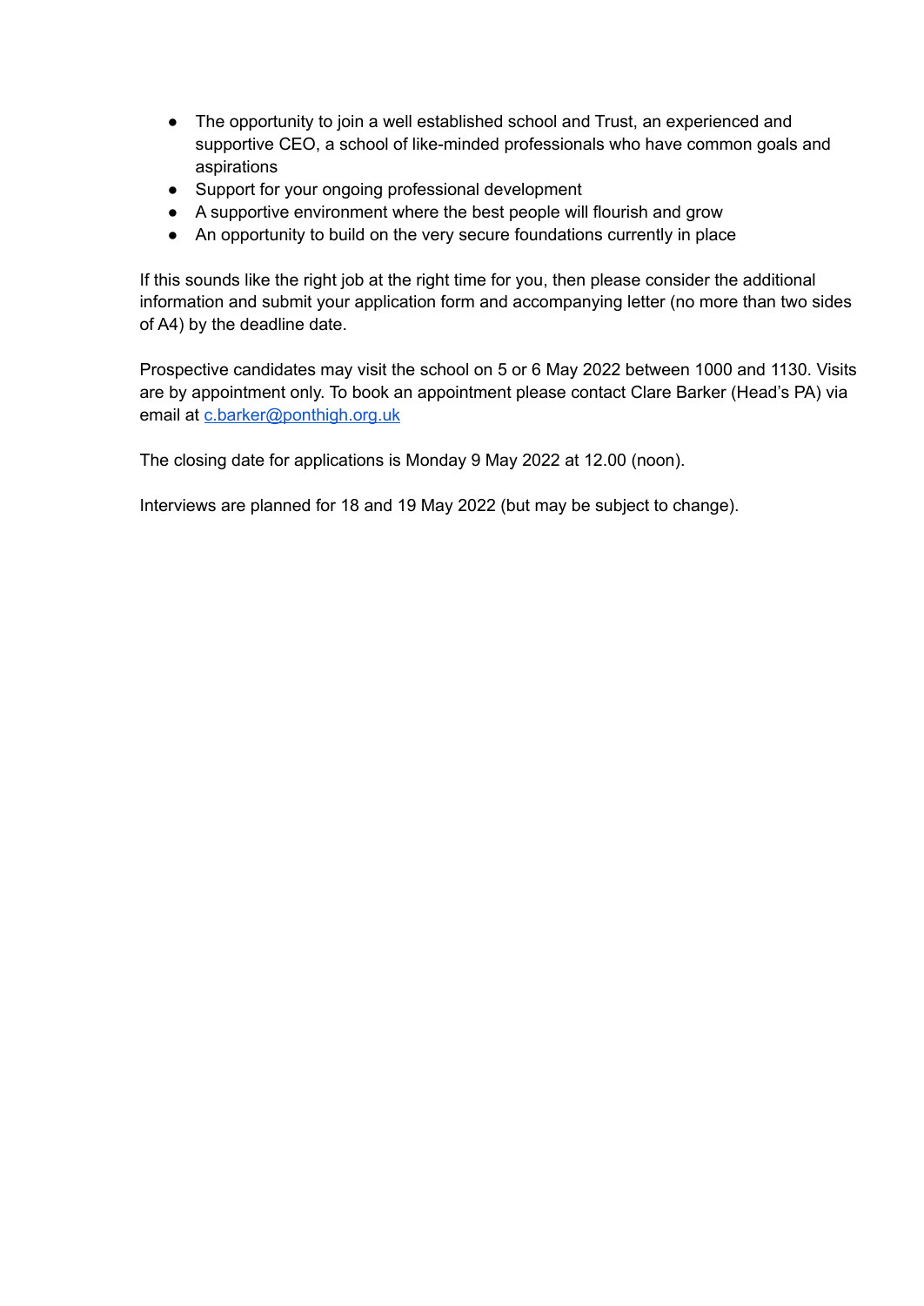- The opportunity to join a well established school and Trust, an experienced and supportive CEO, a school of like-minded professionals who have common goals and aspirations
- Support for your ongoing professional development
- A supportive environment where the best people will flourish and grow
- An opportunity to build on the very secure foundations currently in place

If this sounds like the right job at the right time for you, then please consider the additional information and submit your application form and accompanying letter (no more than two sides of A4) by the deadline date.

Prospective candidates may visit the school on 5 or 6 May 2022 between 1000 and 1130. Visits are by appointment only. To book an appointment please contact Clare Barker (Head's PA) via email at c.barker@ponthigh.org.uk

The closing date for applications is Monday 9 May 2022 at 12.00 (noon).

Interviews are planned for 18 and 19 May 2022 (but may be subject to change).